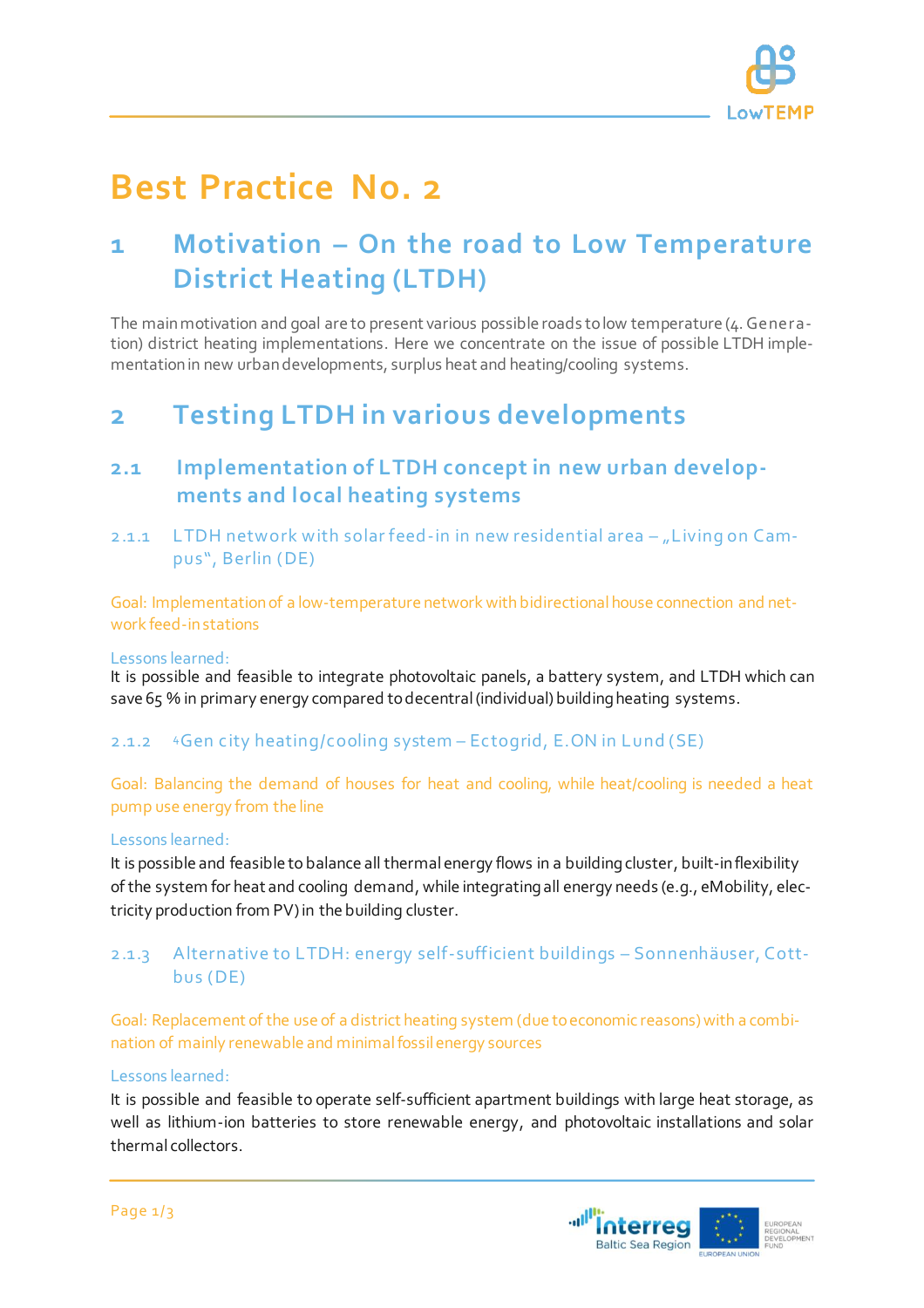# Best Practice No. 2

## 1 Motivation – On the road to Low Temperature District Heating (LTDH)

The main motivation and goal are to present various possible roads to low temperature (4. Generation) district heating implementations. Here we concentrate on the issue of possible LTDH implementation in new urban developments, surplus heat and heating/cooling systems.

## 2 Testing LTDH in various developments

### 2.1 Implementation of LTDH concept in new urban developments and local heating systems

#### 2.1.1 LTDH network with solar feed-in in new residential area – „Living on Campus", Berlin (DE)

Goal: Implementation of a low-temperature network with bidirectional house connection and network feed-in stations

Lessons learned:
It is possible and feasible to integrate photovoltaic panels, a battery system, and LTDH which can save 65 % in primary energy compared to decentral (individual) building heating systems.

#### 2.1.2 4Gen city heating/cooling system – Ectogrid, E.ON in Lund (SE)

Goal: Balancing the demand of houses for heat and cooling, while heat/cooling is needed a heat pump use energy from the line

Lessons learned:
It is possible and feasible to balance all thermal energy flows in a building cluster, built-in flexibility of the system for heat and cooling demand, while integrating all energy needs (e.g., eMobility, electricity production from PV) in the building cluster.

#### 2.1.3 Alternative to LTDH: energy self-sufficient buildings – Sonnenhäuser, Cottbus (DE)

Goal: Replacement of the use of a district heating system (due to economic reasons) with a combination of mainly renewable and minimal fossil energy sources

Lessons learned:
It is possible and feasible to operate self-sufficient apartment buildings with large heat storage, as well as lithium-ion batteries to store renewable energy, and photovoltaic installations and solar thermal collectors.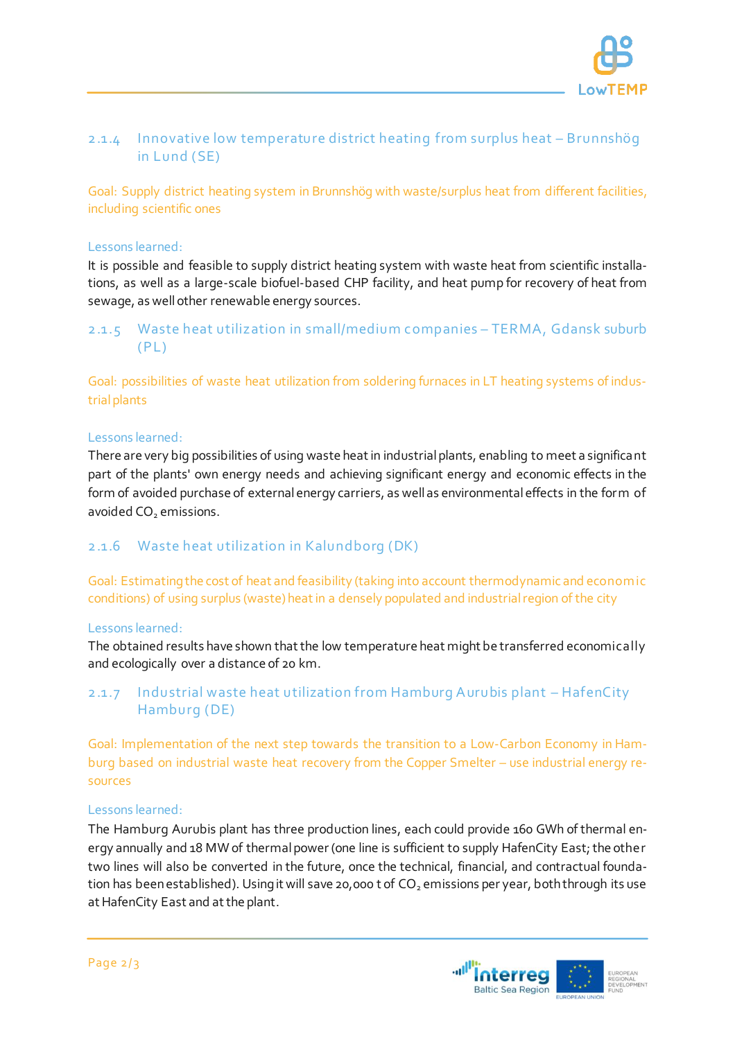### 2.1.4 Innovative low temperature district heating from surplus heat – Brunnshög in Lund (SE)

Goal: Supply district heating system in Brunnshög with waste/surplus heat from different facilities, including scientific ones

Lessons learned:

It is possible and feasible to supply district heating system with waste heat from scientific installations, as well as a large-scale biofuel-based CHP facility, and heat pump for recovery of heat from sewage, as well other renewable energy sources.

### 2.1.5 Waste heat utilization in small/medium companies – TERMA, Gdansk suburb (PL)

Goal: possibilities of waste heat utilization from soldering furnaces in LT heating systems of industrial plants

Lessons learned:

There are very big possibilities of using waste heat in industrial plants, enabling to meet a significant part of the plants' own energy needs and achieving significant energy and economic effects in the form of avoided purchase of external energy carriers, as well as environmental effects in the form of avoided $CO_2$ emissions.

### 2.1.6 Waste heat utilization in Kalundborg (DK)

Goal: Estimating the cost of heat and feasibility (taking into account thermodynamic and economic conditions) of using surplus (waste) heat in a densely populated and industrial region of the city

Lessons learned:

The obtained results have shown that the low temperature heat might be transferred economically and ecologically over a distance of 20 km.

### 2.1.7 Industrial waste heat utilization from Hamburg Aurubis plant – HafenCity Hamburg (DE)

Goal: Implementation of the next step towards the transition to a Low-Carbon Economy in Hamburg based on industrial waste heat recovery from the Copper Smelter – use industrial energy resources

Lessons learned:

The Hamburg Aurubis plant has three production lines, each could provide 160 GWh of thermal energy annually and 18 MW of thermal power (one line is sufficient to supply HafenCity East; the other two lines will also be converted in the future, once the technical, financial, and contractual foundation has been established). Using it will save 20,000 t of $CO_2$ emissions per year, both through its use at HafenCity East and at the plant.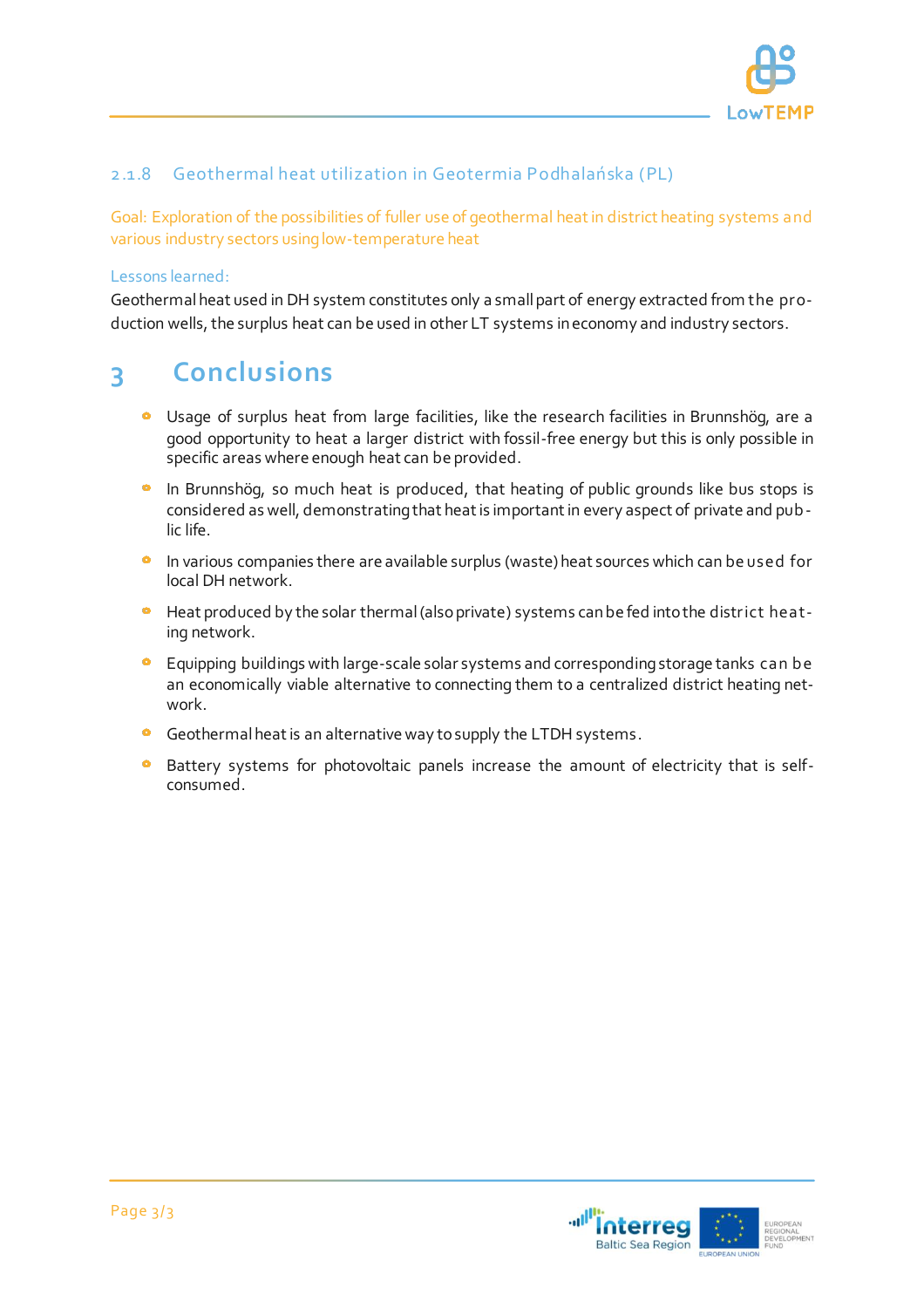### 2.1.8 Geothermal heat utilization in Geotermia Podhalańska (PL)

Goal: Exploration of the possibilities of fuller use of geothermal heat in district heating systems and various industry sectors using low-temperature heat

Lessons learned:

Geothermal heat used in DH system constitutes only a small part of energy extracted from the production wells, the surplus heat can be used in other LT systems in economy and industry sectors.

# 3 Conclusions

- Usage of surplus heat from large facilities, like the research facilities in Brunnshög, are a good opportunity to heat a larger district with fossil-free energy but this is only possible in specific areas where enough heat can be provided.
- In Brunnshög, so much heat is produced, that heating of public grounds like bus stops is considered as well, demonstrating that heat is important in every aspect of private and public life.
- In various companies there are available surplus (waste) heat sources which can be used for local DH network.
- Heat produced by the solar thermal (also private) systems can be fed into the district heating network.
- Equipping buildings with large-scale solar systems and corresponding storage tanks can be an economically viable alternative to connecting them to a centralized district heating network.
- Geothermal heat is an alternative way to supply the LTDH systems.
- Battery systems for photovoltaic panels increase the amount of electricity that is self-consumed.